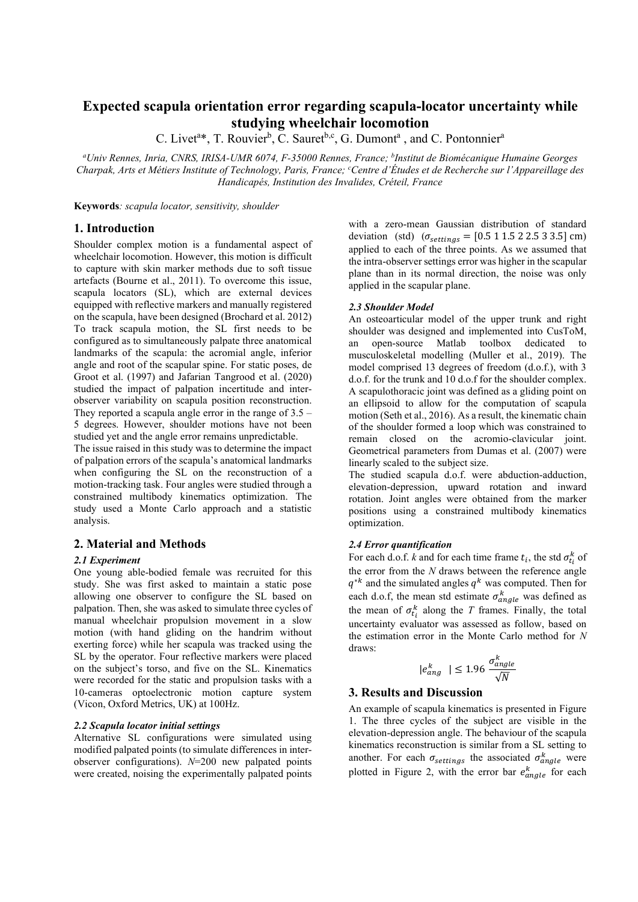# Expected scapula orientation error regarding scapula-locator uncertainty while studying wheelchair locomotion

C. Livet[a]*, T. Rouvier[b], C. Sauret[b,c], G. Dumont[a], and C. Pontonnier[a]

[a]Univ Rennes, Inria, CNRS, IRISA-UMR 6074, F-35000 Rennes, France; [b]Institut de Biomécanique Humaine Georges Charpak, Arts et Métiers Institute of Technology, Paris, France; [c]Centre d'Études et de Recherche sur l'Appareillage des Handicapés, Institution des Invalides, Créteil, France

**Keywords**: *scapula locator, sensitivity, shoulder*

## 1. Introduction

Shoulder complex motion is a fundamental aspect of wheelchair locomotion. However, this motion is difficult to capture with skin marker methods due to soft tissue artefacts (Bourne et al., 2011). To overcome this issue, scapula locators (SL), which are external devices equipped with reflective markers and manually registered on the scapula, have been designed (Brochard et al. 2012) To track scapula motion, the SL first needs to be configured as to simultaneously palpate three anatomical landmarks of the scapula: the acromial angle, inferior angle and root of the scapular spine. For static poses, de Groot et al. (1997) and Jafarian Tangrood et al. (2020) studied the impact of palpation incertitude and inter-observer variability on scapula position reconstruction. They reported a scapula angle error in the range of 3.5 – 5 degrees. However, shoulder motions have not been studied yet and the angle error remains unpredictable.

The issue raised in this study was to determine the impact of palpation errors of the scapula's anatomical landmarks when configuring the SL on the reconstruction of a motion-tracking task. Four angles were studied through a constrained multibody kinematics optimization. The study used a Monte Carlo approach and a statistic analysis.

## 2. Material and Methods

### 2.1 Experiment

One young able-bodied female was recruited for this study. She was first asked to maintain a static pose allowing one observer to configure the SL based on palpation. Then, she was asked to simulate three cycles of manual wheelchair propulsion movement in a slow motion (with hand gliding on the handrim without exerting force) while her scapula was tracked using the SL by the operator. Four reflective markers were placed on the subject's torso, and five on the SL. Kinematics were recorded for the static and propulsion tasks with a 10-cameras optoelectronic motion capture system (Vicon, Oxford Metrics, UK) at 100Hz.

### 2.2 Scapula locator initial settings

Alternative SL configurations were simulated using modified palpated points (to simulate differences in inter-observer configurations). $N$=200 new palpated points were created, noising the experimentally palpated points with a zero-mean Gaussian distribution of standard deviation (std) ($\sigma_{settings} = [0.5\ 1\ 1.5\ 2\ 2.5\ 3\ 3.5]$ cm) applied to each of the three points. As we assumed that the intra-observer settings error was higher in the scapular plane than in its normal direction, the noise was only applied in the scapular plane.

### 2.3 Shoulder Model

An osteoarticular model of the upper trunk and right shoulder was designed and implemented into CusToM, an open-source Matlab toolbox dedicated to musculoskeletal modelling (Muller et al., 2019). The model comprised 13 degrees of freedom (d.o.f.), with 3 d.o.f. for the trunk and 10 d.o.f for the shoulder complex. A scapulothoracic joint was defined as a gliding point on an ellipsoid to allow for the computation of scapula motion (Seth et al., 2016). As a result, the kinematic chain of the shoulder formed a loop which was constrained to remain closed on the acromio-clavicular joint. Geometrical parameters from Dumas et al. (2007) were linearly scaled to the subject size.

The studied scapula d.o.f. were abduction-adduction, elevation-depression, upward rotation and inward rotation. Joint angles were obtained from the marker positions using a constrained multibody kinematics optimization.

### 2.4 Error quantification

For each d.o.f. $k$ and for each time frame $t_i$, the std $\sigma_{t_i}^k$ of the error from the $N$ draws between the reference angle $q^{*k}$ and the simulated angles $q^k$ was computed. Then for each d.o.f, the mean std estimate $\sigma_{angle}^k$ was defined as the mean of $\sigma_{t_i}^k$ along the $T$ frames. Finally, the total uncertainty evaluator was assessed as follow, based on the estimation error in the Monte Carlo method for $N$ draws:

$$|e_{ang}^k| \leq 1.96 \frac{\sigma_{angle}^k}{\sqrt{N}}$$

## 3. Results and Discussion

An example of scapula kinematics is presented in Figure 1. The three cycles of the subject are visible in the elevation-depression angle. The behaviour of the scapula kinematics reconstruction is similar from a SL setting to another. For each $\sigma_{settings}$ the associated $\sigma_{angle}^k$ were plotted in Figure 2, with the error bar $e_{angle}^k$ for each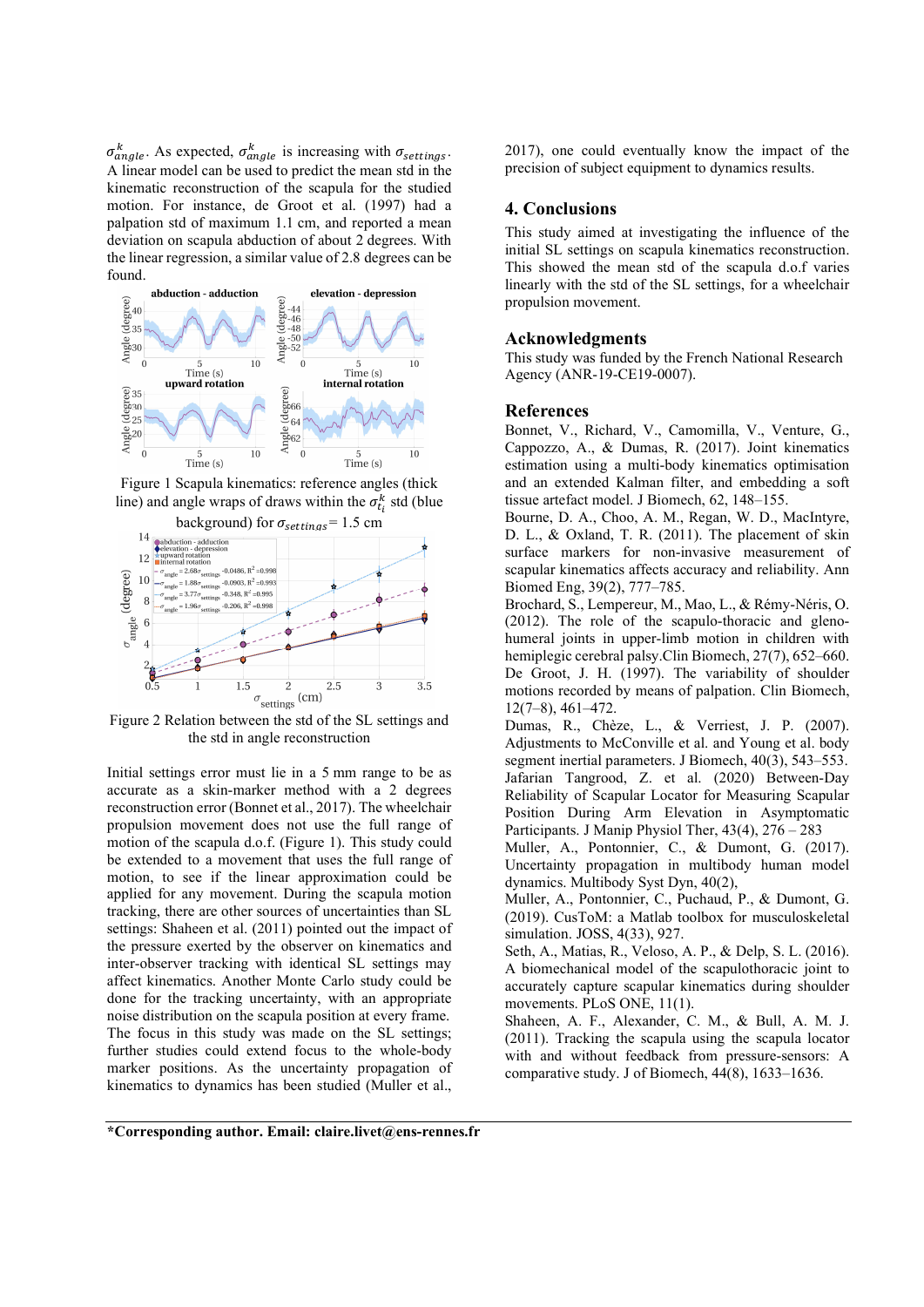$\sigma_{angle}^{k}$. As expected, $\sigma_{angle}^{k}$ is increasing with $\sigma_{settings}$. A linear model can be used to predict the mean std in the kinematic reconstruction of the scapula for the studied motion. For instance, de Groot et al. (1997) had a palpation std of maximum 1.1 cm, and reported a mean deviation on scapula abduction of about 2 degrees. With the linear regression, a similar value of 2.8 degrees can be found.

abduction - adduction
elevation - depression
upward rotation
internal rotation
Angle (degree)
Time (s)

Figure 1 Scapula kinematics: reference angles (thick line) and angle wraps of draws within the $\sigma_{t_i}^{k}$ std (blue background) for $\sigma_{settings}$ = 1.5 cm

abduction - adduction
elevation - depression
upward rotation
internal rotation
$\sigma_{angle} = 2.68\sigma_{settings}$ -0.0486, $R^2$ =0.998
$\sigma_{angle} = 1.88\sigma_{settings}$ -0.0903, $R^2$ =0.993
$\sigma_{angle} = 3.77\sigma_{settings}$ -0.348, $R^2$ =0.995
$\sigma_{angle} = 1.96\sigma_{settings}$ -0.206, $R^2$ =0.998
$\sigma_{angle}$ (degree)
$\sigma_{settings}$ (cm)

Figure 2 Relation between the std of the SL settings and the std in angle reconstruction

Initial settings error must lie in a 5 mm range to be as accurate as a skin-marker method with a 2 degrees reconstruction error (Bonnet et al., 2017). The wheelchair propulsion movement does not use the full range of motion of the scapula d.o.f. (Figure 1). This study could be extended to a movement that uses the full range of motion, to see if the linear approximation could be applied for any movement. During the scapula motion tracking, there are other sources of uncertainties than SL settings: Shaheen et al. (2011) pointed out the impact of the pressure exerted by the observer on kinematics and inter-observer tracking with identical SL settings may affect kinematics. Another Monte Carlo study could be done for the tracking uncertainty, with an appropriate noise distribution on the scapula position at every frame. The focus in this study was made on the SL settings; further studies could extend focus to the whole-body marker positions. As the uncertainty propagation of kinematics to dynamics has been studied (Muller et al., 2017), one could eventually know the impact of the precision of subject equipment to dynamics results.

## 4. Conclusions

This study aimed at investigating the influence of the initial SL settings on scapula kinematics reconstruction. This showed the mean std of the scapula d.o.f varies linearly with the std of the SL settings, for a wheelchair propulsion movement.

## Acknowledgments

This study was funded by the French National Research Agency (ANR-19-CE19-0007).

## References

Bonnet, V., Richard, V., Camomilla, V., Venture, G., Cappozzo, A., & Dumas, R. (2017). Joint kinematics estimation using a multi-body kinematics optimisation and an extended Kalman filter, and embedding a soft tissue artefact model. J Biomech, 62, 148–155.

Bourne, D. A., Choo, A. M., Regan, W. D., MacIntyre, D. L., & Oxland, T. R. (2011). The placement of skin surface markers for non-invasive measurement of scapular kinematics affects accuracy and reliability. Ann Biomed Eng, 39(2), 777–785.

Brochard, S., Lempereur, M., Mao, L., & Rémy-Néris, O. (2012). The role of the scapulo-thoracic and gleno-humeral joints in upper-limb motion in children with hemiplegic cerebral palsy.Clin Biomech, 27(7), 652–660.

De Groot, J. H. (1997). The variability of shoulder motions recorded by means of palpation. Clin Biomech, 12(7–8), 461–472.

Dumas, R., Chèze, L., & Verriest, J. P. (2007). Adjustments to McConville et al. and Young et al. body segment inertial parameters. J Biomech, 40(3), 543–553.

Jafarian Tangrood, Z. et al. (2020) Between-Day Reliability of Scapular Locator for Measuring Scapular Position During Arm Elevation in Asymptomatic Participants. J Manip Physiol Ther, 43(4), 276 – 283

Muller, A., Pontonnier, C., & Dumont, G. (2017). Uncertainty propagation in multibody human model dynamics. Multibody Syst Dyn, 40(2),

Muller, A., Pontonnier, C., Puchaud, P., & Dumont, G. (2019). CusToM: a Matlab toolbox for musculoskeletal simulation. JOSS, 4(33), 927.

Seth, A., Matias, R., Veloso, A. P., & Delp, S. L. (2016). A biomechanical model of the scapulothoracic joint to accurately capture scapular kinematics during shoulder movements. PLoS ONE, 11(1).

Shaheen, A. F., Alexander, C. M., & Bull, A. M. J. (2011). Tracking the scapula using the scapula locator with and without feedback from pressure-sensors: A comparative study. J of Biomech, 44(8), 1633–1636.

**\*Corresponding author. Email: claire.livet@ens-rennes.fr**